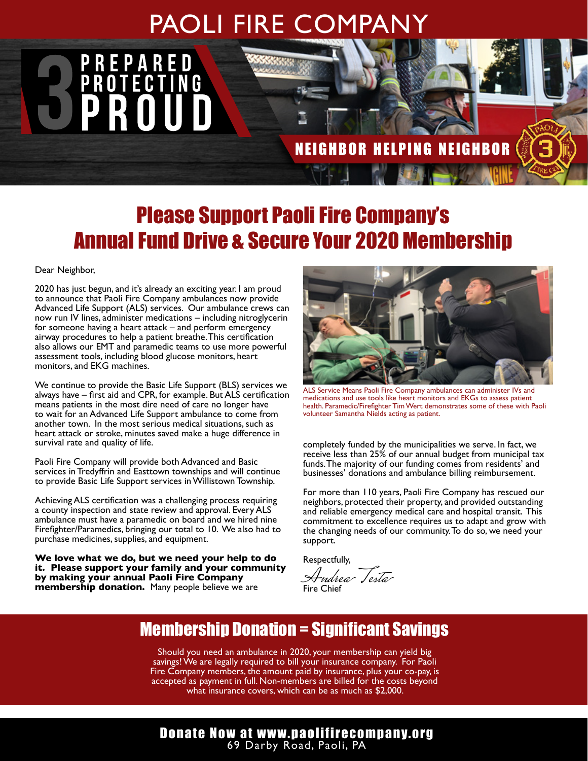# PAOLI FIRE COMPANY

3 PREPARED PROTECTING PROUD

NEIGHBOR HELPING NEIGHBOR

## Please Support Paoli Fire Company's Annual Fund Drive & Secure Your 2020 Membership

Dear Neighbor,

2020 has just begun, and it's already an exciting year. I am proud to announce that Paoli Fire Company ambulances now provide Advanced Life Support (ALS) services. Our ambulance crews can now run IV lines, administer medications – including nitroglycerin for someone having a heart attack – and perform emergency airway procedures to help a patient breathe. This certification also allows our EMT and paramedic teams to use more powerful assessment tools, including blood glucose monitors, heart monitors, and EKG machines.

We continue to provide the Basic Life Support (BLS) services we always have – first aid and CPR, for example. But ALS certification means patients in the most dire need of care no longer have to wait for an Advanced Life Support ambulance to come from another town. In the most serious medical situations, such as heart attack or stroke, minutes saved make a huge difference in survival rate and quality of life.

Paoli Fire Company will provide both Advanced and Basic services in Tredyffrin and Easttown townships and will continue to provide Basic Life Support services in Willistown Township.

Achieving ALS certification was a challenging process requiring a county inspection and state review and approval. Every ALS ambulance must have a paramedic on board and we hired nine Firefighter/Paramedics, bringing our total to 10. We also had to purchase medicines, supplies, and equipment.

**We love what we do, but we need your help to do it. Please support your family and your community by making your annual Paoli Fire Company membership donation.** Many people believe we are completely funded by the municipalities we serve. In fact, we receive less than 25% of our annual budget from municipal tax funds. The majority of our funding comes from residents' and businesses' donations and ambulance billing reimbursement.

ALS Service Means Paoli Fire Company ambulances can administer IVs and medications and use tools like heart monitors and EKGs to assess patient health. Paramedic/Firefighter Tim Wert demonstrates some of these with Paoli volunteer Samantha Nields acting as patient.

For more than 110 years, Paoli Fire Company has rescued our neighbors, protected their property, and provided outstanding and reliable emergency medical care and hospital transit. This commitment to excellence requires us to adapt and grow with the changing needs of our community. To do so, we need your support.

Respectfully,

Andrea Testa
Fire Chief

## Membership Donation = Significant Savings

Should you need an ambulance in 2020, your membership can yield big savings! We are legally required to bill your insurance company. For Paoli Fire Company members, the amount paid by insurance, plus your co-pay, is accepted as payment in full. Non-members are billed for the costs beyond what insurance covers, which can be as much as $2,000.

**Donate Now at www.paolifirecompany.org**
69 Darby Road, Paoli, PA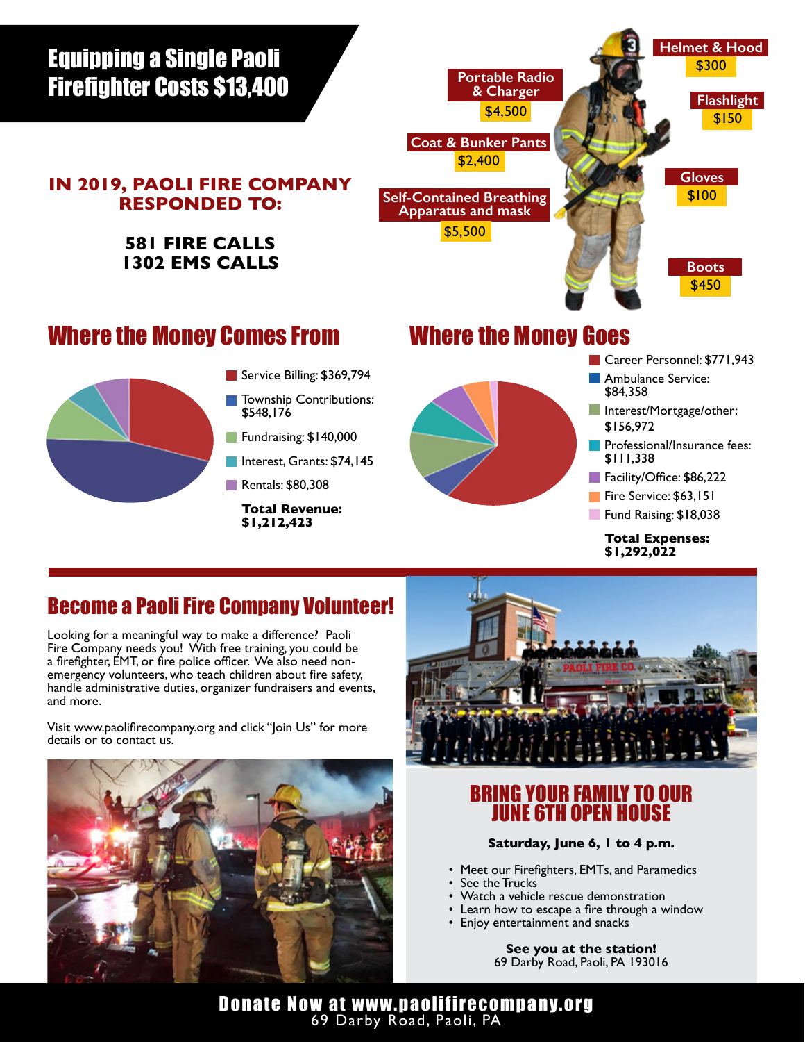# Equipping a Single Paoli Firefighter Costs $13,400

Helmet & Hood
$300

Portable Radio & Charger
$4,500

Flashlight
$150

Coat & Bunker Pants
$2,400

Gloves
$100

Self-Contained Breathing Apparatus and mask
$5,500

Boots
$450

**IN 2019, PAOLI FIRE COMPANY RESPONDED TO:**

**581 FIRE CALLS**
**1302 EMS CALLS**

## Where the Money Comes From

Service Billing: $369,794
Township Contributions: $548,176
Fundraising: $140,000
Interest, Grants: $74,145
Rentals: $80,308

**Total Revenue: $1,212,423**

## Where the Money Goes

Career Personnel: $771,943
Ambulance Service: $84,358
Interest/Mortgage/other: $156,972
Professional/Insurance fees: $111,338
Facility/Office: $86,222
Fire Service: $63,151
Fund Raising: $18,038

**Total Expenses: $1,292,022**

## Become a Paoli Fire Company Volunteer!

Looking for a meaningful way to make a difference? Paoli Fire Company needs you! With free training, you could be a firefighter, EMT, or fire police officer. We also need non-emergency volunteers, who teach children about fire safety, handle administrative duties, organizer fundraisers and events, and more.

Visit www.paolifirecompany.org and click "Join Us" for more details or to contact us.

## BRING YOUR FAMILY TO OUR JUNE 6TH OPEN HOUSE

**Saturday, June 6, 1 to 4 p.m.**

- Meet our Firefighters, EMTs, and Paramedics
- See the Trucks
- Watch a vehicle rescue demonstration
- Learn how to escape a fire through a window
- Enjoy entertainment and snacks

**See you at the station!**
69 Darby Road, Paoli, PA 193016

**Donate Now at www.paolifirecompany.org**
69 Darby Road, Paoli, PA